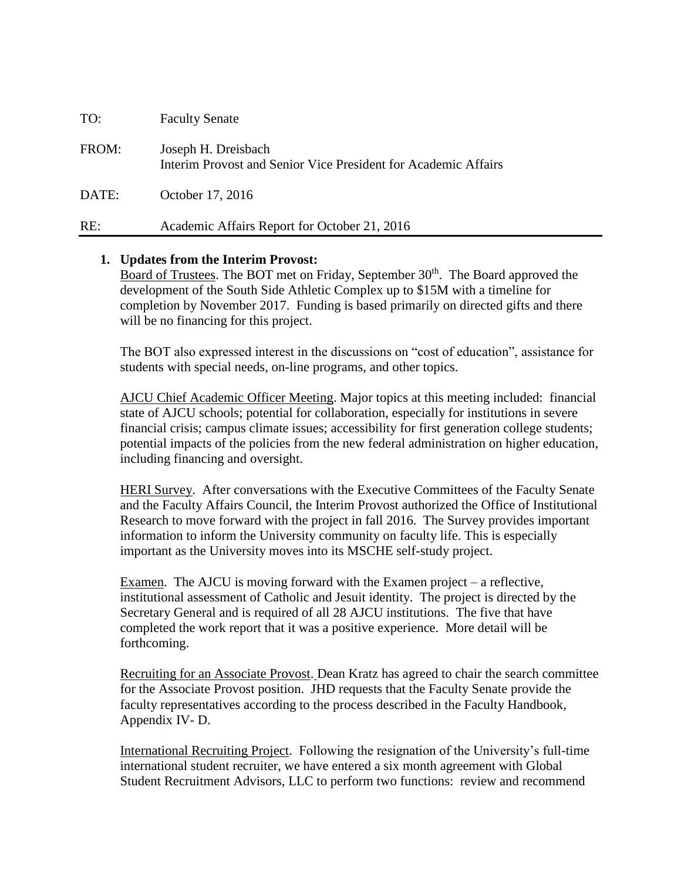TO: Faculty Senate

FROM: Joseph H. Dreisbach
Interim Provost and Senior Vice President for Academic Affairs

DATE: October 17, 2016

RE: Academic Affairs Report for October 21, 2016

---

1. **Updates from the Interim Provost:**

   Board of Trustees. The BOT met on Friday, September 30th. The Board approved the development of the South Side Athletic Complex up to $15M with a timeline for completion by November 2017. Funding is based primarily on directed gifts and there will be no financing for this project.

   The BOT also expressed interest in the discussions on "cost of education", assistance for students with special needs, on-line programs, and other topics.

   AJCU Chief Academic Officer Meeting. Major topics at this meeting included: financial state of AJCU schools; potential for collaboration, especially for institutions in severe financial crisis; campus climate issues; accessibility for first generation college students; potential impacts of the policies from the new federal administration on higher education, including financing and oversight.

   HERI Survey. After conversations with the Executive Committees of the Faculty Senate and the Faculty Affairs Council, the Interim Provost authorized the Office of Institutional Research to move forward with the project in fall 2016. The Survey provides important information to inform the University community on faculty life. This is especially important as the University moves into its MSCHE self-study project.

   Examen. The AJCU is moving forward with the Examen project – a reflective, institutional assessment of Catholic and Jesuit identity. The project is directed by the Secretary General and is required of all 28 AJCU institutions. The five that have completed the work report that it was a positive experience. More detail will be forthcoming.

   Recruiting for an Associate Provost. Dean Kratz has agreed to chair the search committee for the Associate Provost position. JHD requests that the Faculty Senate provide the faculty representatives according to the process described in the Faculty Handbook, Appendix IV- D.

   International Recruiting Project. Following the resignation of the University's full-time international student recruiter, we have entered a six month agreement with Global Student Recruitment Advisors, LLC to perform two functions: review and recommend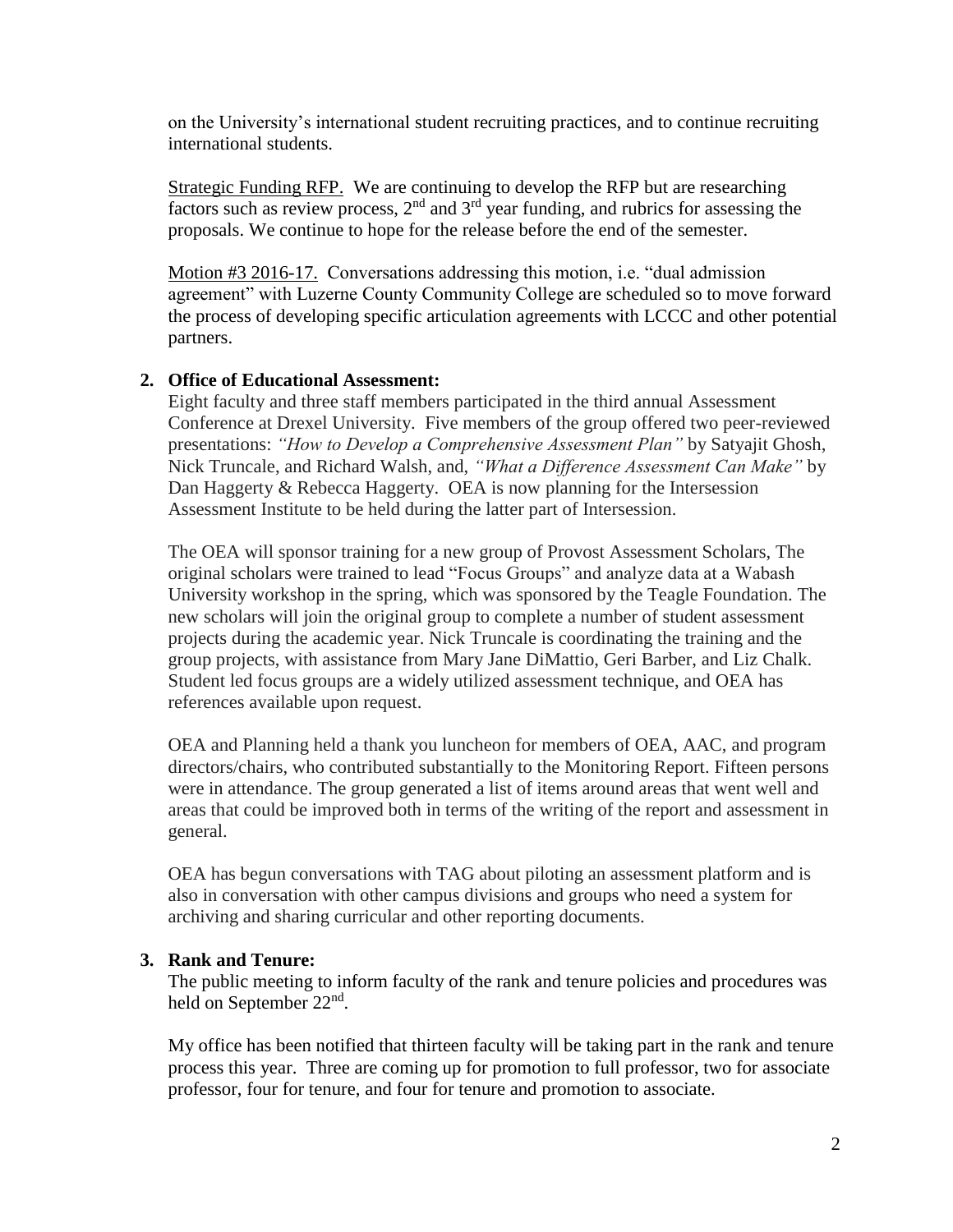on the University's international student recruiting practices, and to continue recruiting international students.

Strategic Funding RFP. We are continuing to develop the RFP but are researching factors such as review process, 2nd and 3rd year funding, and rubrics for assessing the proposals. We continue to hope for the release before the end of the semester.

Motion #3 2016-17. Conversations addressing this motion, i.e. "dual admission agreement" with Luzerne County Community College are scheduled so to move forward the process of developing specific articulation agreements with LCCC and other potential partners.

**2. Office of Educational Assessment:**

Eight faculty and three staff members participated in the third annual Assessment Conference at Drexel University. Five members of the group offered two peer-reviewed presentations: *"How to Develop a Comprehensive Assessment Plan"* by Satyajit Ghosh, Nick Truncale, and Richard Walsh, and, *"What a Difference Assessment Can Make"* by Dan Haggerty & Rebecca Haggerty. OEA is now planning for the Intersession Assessment Institute to be held during the latter part of Intersession.

The OEA will sponsor training for a new group of Provost Assessment Scholars, The original scholars were trained to lead "Focus Groups" and analyze data at a Wabash University workshop in the spring, which was sponsored by the Teagle Foundation. The new scholars will join the original group to complete a number of student assessment projects during the academic year. Nick Truncale is coordinating the training and the group projects, with assistance from Mary Jane DiMattio, Geri Barber, and Liz Chalk. Student led focus groups are a widely utilized assessment technique, and OEA has references available upon request.

OEA and Planning held a thank you luncheon for members of OEA, AAC, and program directors/chairs, who contributed substantially to the Monitoring Report. Fifteen persons were in attendance. The group generated a list of items around areas that went well and areas that could be improved both in terms of the writing of the report and assessment in general.

OEA has begun conversations with TAG about piloting an assessment platform and is also in conversation with other campus divisions and groups who need a system for archiving and sharing curricular and other reporting documents.

**3. Rank and Tenure:**

The public meeting to inform faculty of the rank and tenure policies and procedures was held on September 22nd.

My office has been notified that thirteen faculty will be taking part in the rank and tenure process this year. Three are coming up for promotion to full professor, two for associate professor, four for tenure, and four for tenure and promotion to associate.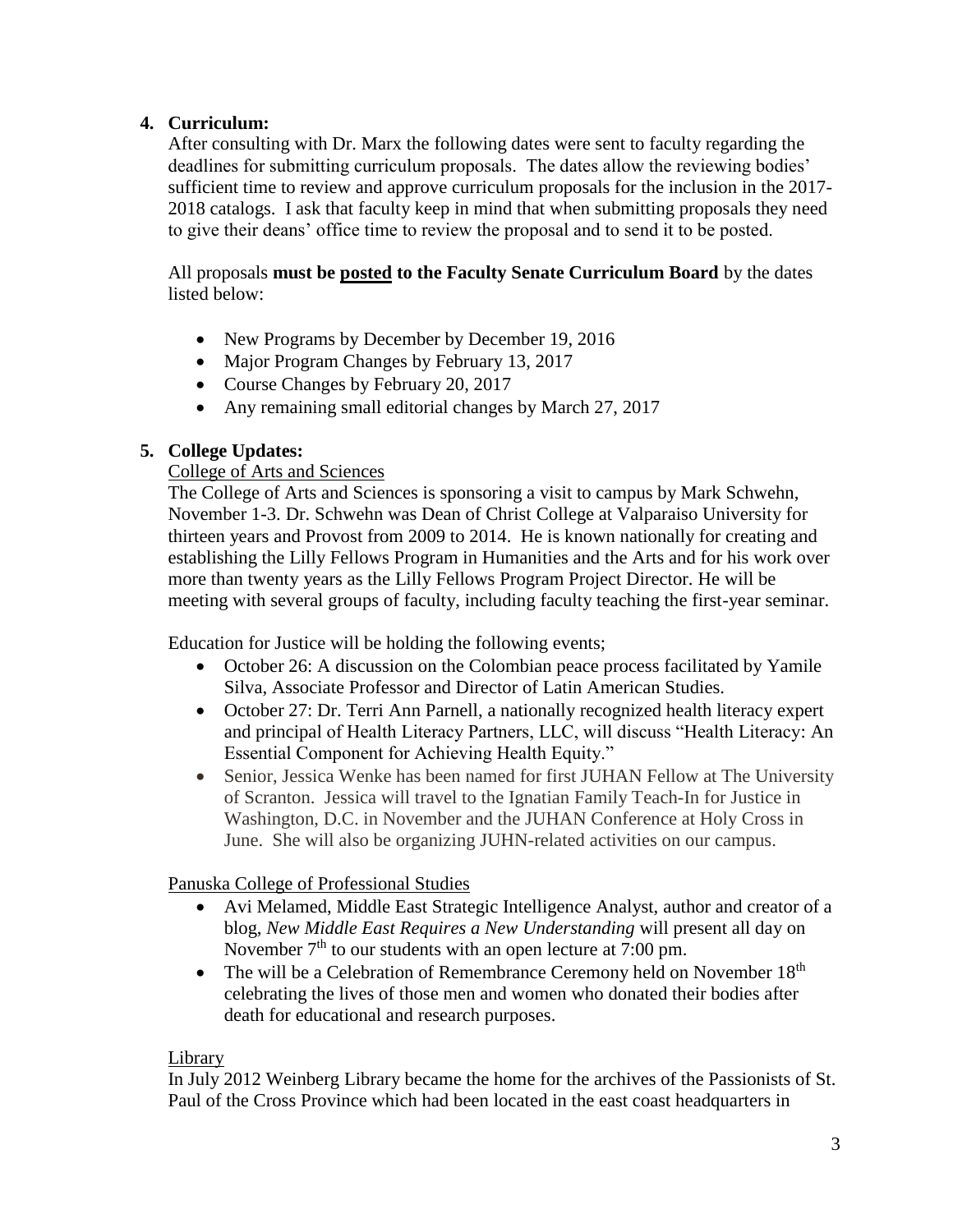4. **Curriculum:**

After consulting with Dr. Marx the following dates were sent to faculty regarding the deadlines for submitting curriculum proposals. The dates allow the reviewing bodies' sufficient time to review and approve curriculum proposals for the inclusion in the 2017-2018 catalogs. I ask that faculty keep in mind that when submitting proposals they need to give their deans' office time to review the proposal and to send it to be posted.

All proposals **must be posted to the Faculty Senate Curriculum Board** by the dates listed below:

- New Programs by December by December 19, 2016
- Major Program Changes by February 13, 2017
- Course Changes by February 20, 2017
- Any remaining small editorial changes by March 27, 2017

5. **College Updates:**

College of Arts and Sciences

The College of Arts and Sciences is sponsoring a visit to campus by Mark Schwehn, November 1-3. Dr. Schwehn was Dean of Christ College at Valparaiso University for thirteen years and Provost from 2009 to 2014. He is known nationally for creating and establishing the Lilly Fellows Program in Humanities and the Arts and for his work over more than twenty years as the Lilly Fellows Program Project Director. He will be meeting with several groups of faculty, including faculty teaching the first-year seminar.

Education for Justice will be holding the following events;

- October 26: A discussion on the Colombian peace process facilitated by Yamile Silva, Associate Professor and Director of Latin American Studies.
- October 27: Dr. Terri Ann Parnell, a nationally recognized health literacy expert and principal of Health Literacy Partners, LLC, will discuss "Health Literacy: An Essential Component for Achieving Health Equity."
- Senior, Jessica Wenke has been named for first JUHAN Fellow at The University of Scranton. Jessica will travel to the Ignatian Family Teach-In for Justice in Washington, D.C. in November and the JUHAN Conference at Holy Cross in June. She will also be organizing JUHN-related activities on our campus.

Panuska College of Professional Studies

- Avi Melamed, Middle East Strategic Intelligence Analyst, author and creator of a blog, *New Middle East Requires a New Understanding* will present all day on November 7th to our students with an open lecture at 7:00 pm.
- The will be a Celebration of Remembrance Ceremony held on November 18th celebrating the lives of those men and women who donated their bodies after death for educational and research purposes.

Library

In July 2012 Weinberg Library became the home for the archives of the Passionists of St. Paul of the Cross Province which had been located in the east coast headquarters in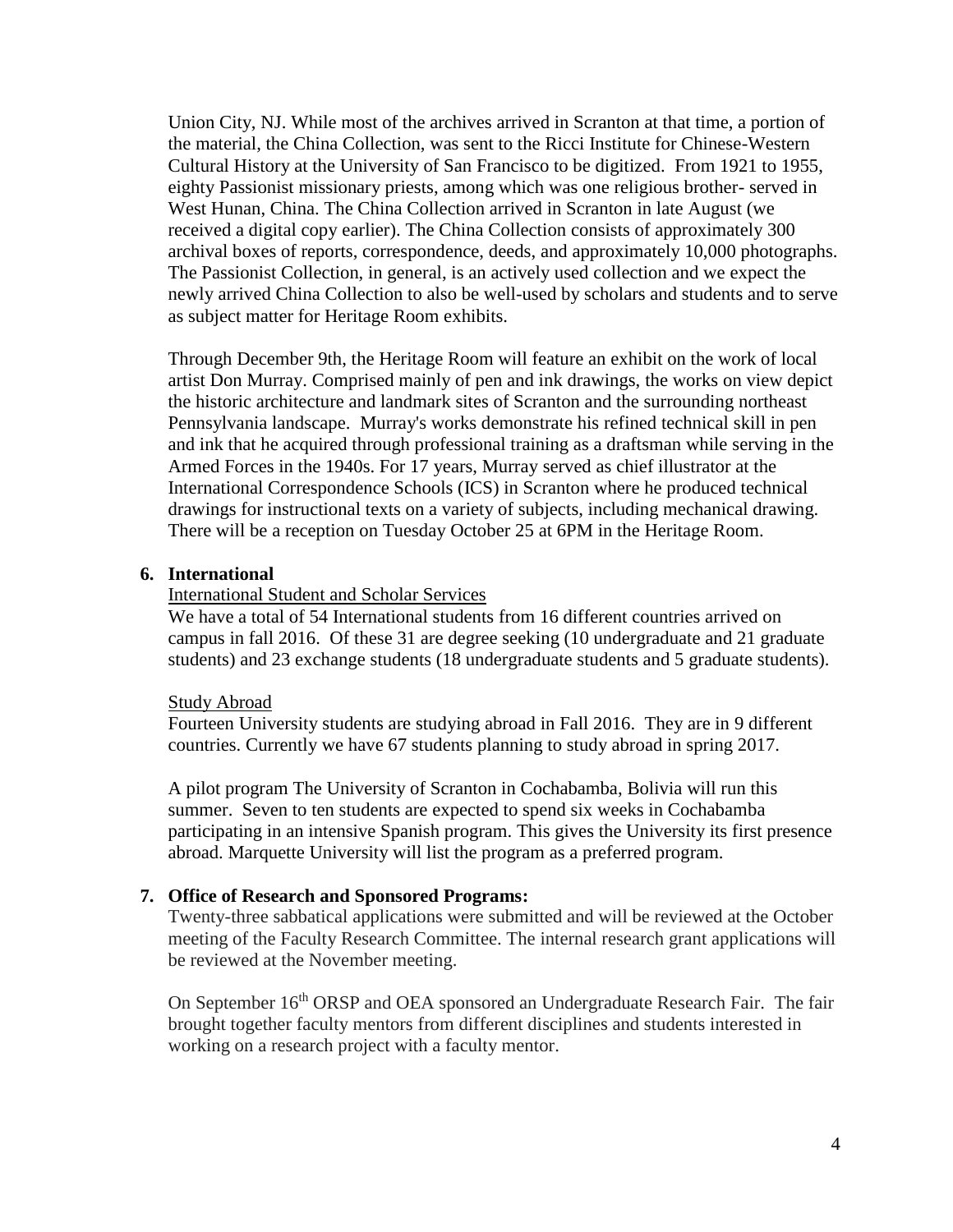Union City, NJ. While most of the archives arrived in Scranton at that time, a portion of the material, the China Collection, was sent to the Ricci Institute for Chinese-Western Cultural History at the University of San Francisco to be digitized. From 1921 to 1955, eighty Passionist missionary priests, among which was one religious brother- served in West Hunan, China. The China Collection arrived in Scranton in late August (we received a digital copy earlier). The China Collection consists of approximately 300 archival boxes of reports, correspondence, deeds, and approximately 10,000 photographs. The Passionist Collection, in general, is an actively used collection and we expect the newly arrived China Collection to also be well-used by scholars and students and to serve as subject matter for Heritage Room exhibits.

Through December 9th, the Heritage Room will feature an exhibit on the work of local artist Don Murray. Comprised mainly of pen and ink drawings, the works on view depict the historic architecture and landmark sites of Scranton and the surrounding northeast Pennsylvania landscape. Murray's works demonstrate his refined technical skill in pen and ink that he acquired through professional training as a draftsman while serving in the Armed Forces in the 1940s. For 17 years, Murray served as chief illustrator at the International Correspondence Schools (ICS) in Scranton where he produced technical drawings for instructional texts on a variety of subjects, including mechanical drawing. There will be a reception on Tuesday October 25 at 6PM in the Heritage Room.

**6. International**

International Student and Scholar Services

We have a total of 54 International students from 16 different countries arrived on campus in fall 2016. Of these 31 are degree seeking (10 undergraduate and 21 graduate students) and 23 exchange students (18 undergraduate students and 5 graduate students).

Study Abroad

Fourteen University students are studying abroad in Fall 2016. They are in 9 different countries. Currently we have 67 students planning to study abroad in spring 2017.

A pilot program The University of Scranton in Cochabamba, Bolivia will run this summer. Seven to ten students are expected to spend six weeks in Cochabamba participating in an intensive Spanish program. This gives the University its first presence abroad. Marquette University will list the program as a preferred program.

**7. Office of Research and Sponsored Programs:**

Twenty-three sabbatical applications were submitted and will be reviewed at the October meeting of the Faculty Research Committee. The internal research grant applications will be reviewed at the November meeting.

On September 16th ORSP and OEA sponsored an Undergraduate Research Fair. The fair brought together faculty mentors from different disciplines and students interested in working on a research project with a faculty mentor.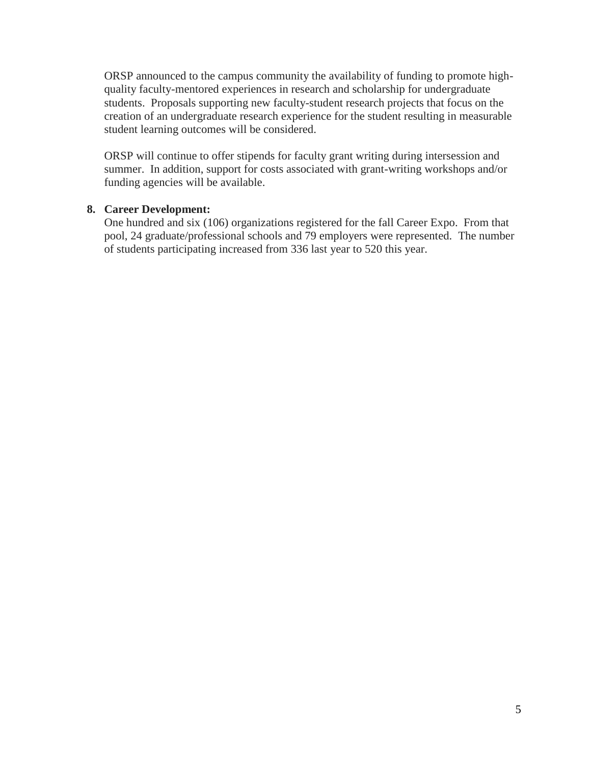ORSP announced to the campus community the availability of funding to promote high-quality faculty-mentored experiences in research and scholarship for undergraduate students. Proposals supporting new faculty-student research projects that focus on the creation of an undergraduate research experience for the student resulting in measurable student learning outcomes will be considered.

ORSP will continue to offer stipends for faculty grant writing during intersession and summer. In addition, support for costs associated with grant-writing workshops and/or funding agencies will be available.

8. **Career Development:**
   One hundred and six (106) organizations registered for the fall Career Expo. From that pool, 24 graduate/professional schools and 79 employers were represented. The number of students participating increased from 336 last year to 520 this year.